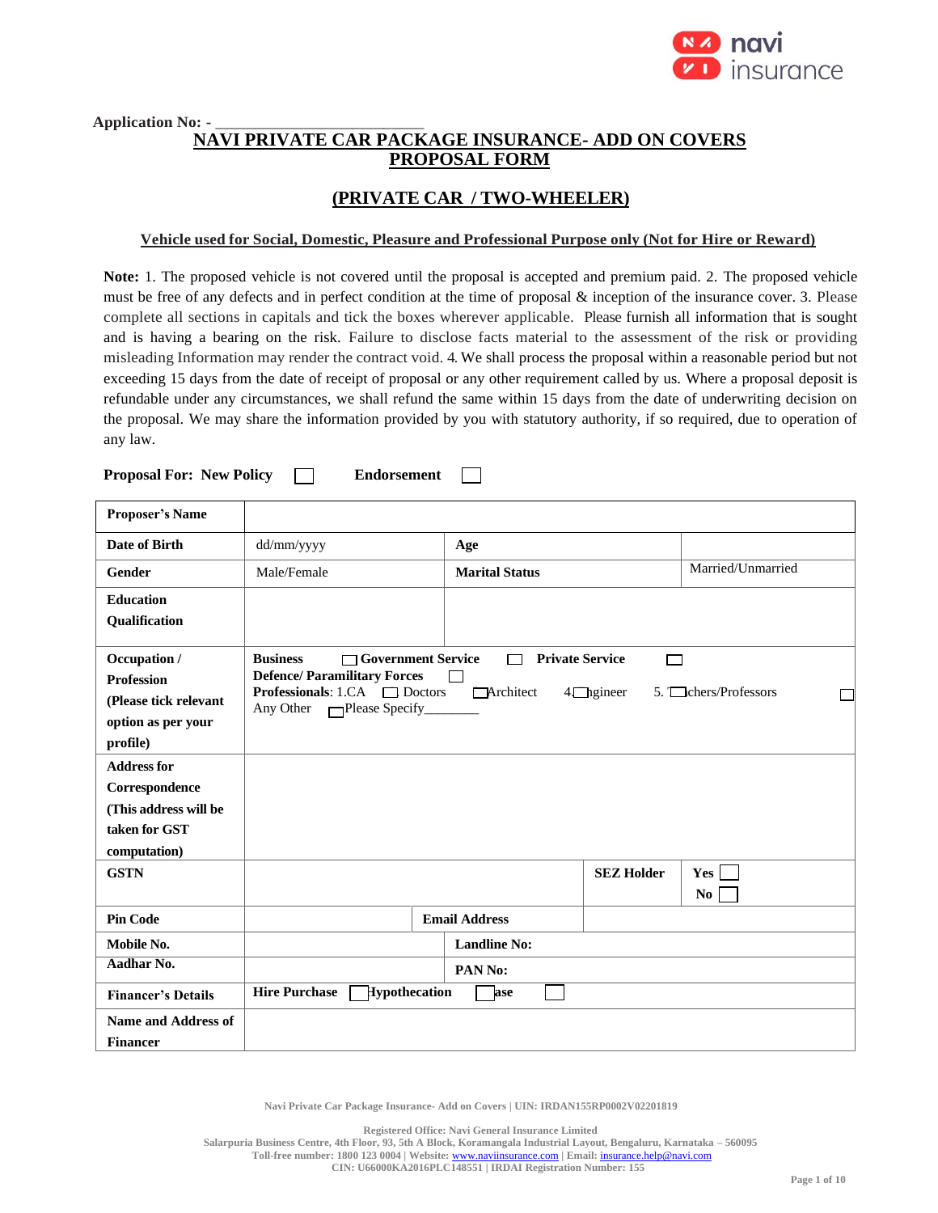Application No: - ________________________

# NAVI PRIVATE CAR PACKAGE INSURANCE- ADD ON COVERS PROPOSAL FORM

## (PRIVATE CAR / TWO-WHEELER)

**Vehicle used for Social, Domestic, Pleasure and Professional Purpose only (Not for Hire or Reward)**

**Note:** 1. The proposed vehicle is not covered until the proposal is accepted and premium paid. 2. The proposed vehicle must be free of any defects and in perfect condition at the time of proposal & inception of the insurance cover. 3. Please complete all sections in capitals and tick the boxes wherever applicable. Please furnish all information that is sought and is having a bearing on the risk. Failure to disclose facts material to the assessment of the risk or providing misleading Information may render the contract void. 4. We shall process the proposal within a reasonable period but not exceeding 15 days from the date of receipt of proposal or any other requirement called by us. Where a proposal deposit is refundable under any circumstances, we shall refund the same within 15 days from the date of underwriting decision on the proposal. We may share the information provided by you with statutory authority, if so required, due to operation of any law.

**Proposal For: New Policy** ☐ **Endorsement** ☐

| **Proposer's Name** | | | |
|---|---|---|---|
| **Date of Birth** | dd/mm/yyyy | **Age** | |
| **Gender** | Male/Female | **Marital Status** | Married/Unmarried |
| **Education Qualification** | | | |
| **Occupation / Profession (Please tick relevant option as per your profile)** | **Business** ☐ **Government Service** ☐ **Private Service** ☐ **Defence/ Paramilitary Forces** ☐ **Professionals**: 1.CA ☐ Doctors ☐ Architect 4. ☐ Engineer 5. ☐ Teachers/Professors ☐ Any Other ☐ Please Specify________ | | |
| **Address for Correspondence (This address will be taken for GST computation)** | | | |
| **GSTN** | | **SEZ Holder** | **Yes** ☐ **No** ☐ |
| **Pin Code** | | **Email Address** | |
| **Mobile No.** | | **Landline No:** | |
| **Aadhar No.** | | **PAN No:** | |
| **Financer's Details** | **Hire Purchase** ☐ **Hypothecation** ☐ **Lease** ☐ | | |
| **Name and Address of Financer** | | | |

Navi Private Car Package Insurance- Add on Covers | UIN: IRDAN155RP0002V02201819

Registered Office: Navi General Insurance Limited
Salarpuria Business Centre, 4th Floor, 93, 5th A Block, Koramangala Industrial Layout, Bengaluru, Karnataka – 560095
Toll-free number: 1800 123 0004 | Website: www.naviinsurance.com | Email: insurance.help@navi.com
CIN: U66000KA2016PLC148551 | IRDAI Registration Number: 155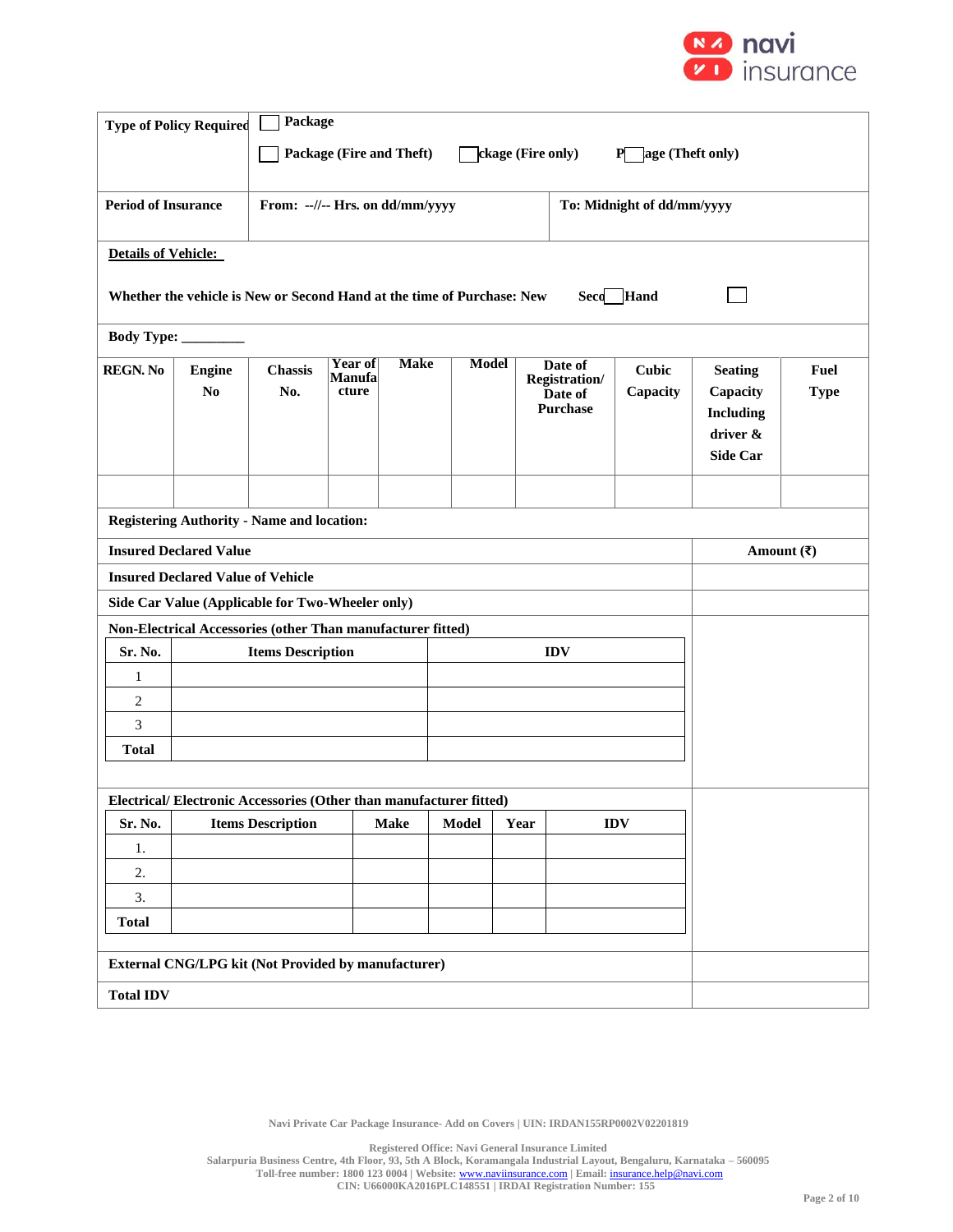| Type of Policy Required | ☐ Package<br>☐ Package (Fire and Theft) ☐ Package (Fire only) ☐ Package (Theft only) |
|---|---|
| Period of Insurance | From: --//-- Hrs. on dd/mm/yyyy / To: Midnight of dd/mm/yyyy |

**Details of Vehicle:**

Whether the vehicle is New or Second Hand at the time of Purchase: New ☐ Second Hand ☐

Body Type: _________

| REGN. No | Engine No | Chassis No. | Year of Manufacture | Make | Model | Date of Registration/ Date of Purchase | Cubic Capacity | Seating Capacity Including driver & Side Car | Fuel Type |
|---|---|---|---|---|---|---|---|---|---|
| | | | | | | | | | |

Registering Authority - Name and location:

| Insured Declared Value | Amount (₹) |
|---|---|
| Insured Declared Value of Vehicle | |
| Side Car Value (Applicable for Two-Wheeler only) | |
| Non-Electrical Accessories (other Than manufacturer fitted) | |

| Sr. No. | Items Description | IDV |
|---|---|---|
| 1 | | |
| 2 | | |
| 3 | | |
| Total | | |

Electrical/ Electronic Accessories (Other than manufacturer fitted)

| Sr. No. | Items Description | Make | Model | Year | IDV |
|---|---|---|---|---|---|
| 1. | | | | | |
| 2. | | | | | |
| 3. | | | | | |
| Total | | | | | |

| | Amount (₹) |
|---|---|
| External CNG/LPG kit (Not Provided by manufacturer) | |
| Total IDV | |

Navi Private Car Package Insurance- Add on Covers | UIN: IRDAN155RP0002V02201819

Registered Office: Navi General Insurance Limited
Salarpuria Business Centre, 4th Floor, 93, 5th A Block, Koramangala Industrial Layout, Bengaluru, Karnataka – 560095
Toll-free number: 1800 123 0004 | Website: www.naviinsurance.com | Email: insurance.help@navi.com
CIN: U66000KA2016PLC148551 | IRDAI Registration Number: 155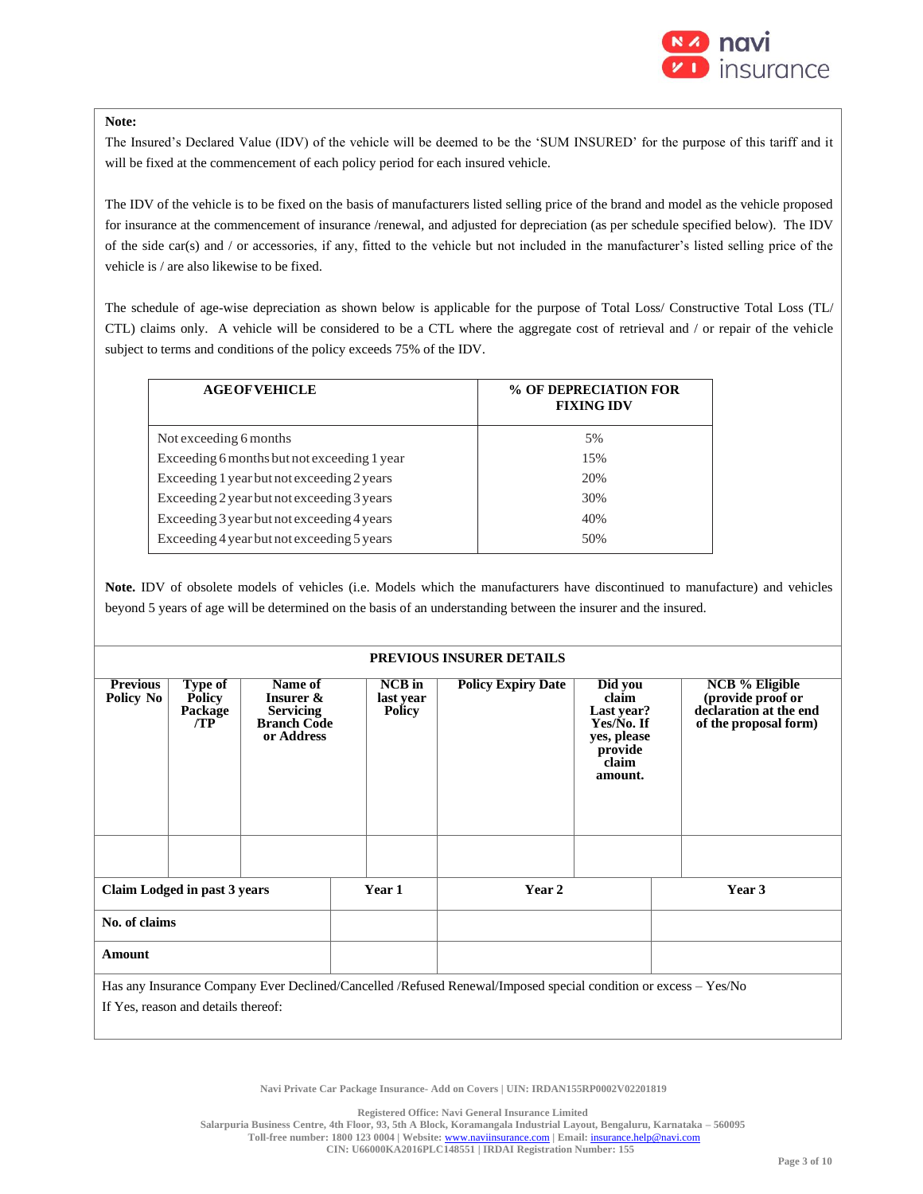**Note:**

The Insured's Declared Value (IDV) of the vehicle will be deemed to be the 'SUM INSURED' for the purpose of this tariff and it will be fixed at the commencement of each policy period for each insured vehicle.

The IDV of the vehicle is to be fixed on the basis of manufacturers listed selling price of the brand and model as the vehicle proposed for insurance at the commencement of insurance /renewal, and adjusted for depreciation (as per schedule specified below). The IDV of the side car(s) and / or accessories, if any, fitted to the vehicle but not included in the manufacturer's listed selling price of the vehicle is / are also likewise to be fixed.

The schedule of age-wise depreciation as shown below is applicable for the purpose of Total Loss/ Constructive Total Loss (TL/ CTL) claims only. A vehicle will be considered to be a CTL where the aggregate cost of retrieval and / or repair of the vehicle subject to terms and conditions of the policy exceeds 75% of the IDV.

| AGE OF VEHICLE | % OF DEPRECIATION FOR FIXING IDV |
|---|---|
| Not exceeding 6 months | 5% |
| Exceeding 6 months but not exceeding 1 year | 15% |
| Exceeding 1 year but not exceeding 2 years | 20% |
| Exceeding 2 year but not exceeding 3 years | 30% |
| Exceeding 3 year but not exceeding 4 years | 40% |
| Exceeding 4 year but not exceeding 5 years | 50% |

**Note.** IDV of obsolete models of vehicles (i.e. Models which the manufacturers have discontinued to manufacture) and vehicles beyond 5 years of age will be determined on the basis of an understanding between the insurer and the insured.

**PREVIOUS INSURER DETAILS**

| Previous Policy No | Type of Policy Package /TP | Name of Insurer & Servicing Branch Code or Address | NCB in last year Policy | Policy Expiry Date | Did you claim Last year? Yes/No. If yes, please provide claim amount. | NCB % Eligible (provide proof or declaration at the end of the proposal form) |
|---|---|---|---|---|---|---|
| | | | | | | |

| Claim Lodged in past 3 years | Year 1 | Year 2 | Year 3 |
|---|---|---|---|
| No. of claims | | | |
| Amount | | | |

Has any Insurance Company Ever Declined/Cancelled /Refused Renewal/Imposed special condition or excess – Yes/No

If Yes, reason and details thereof: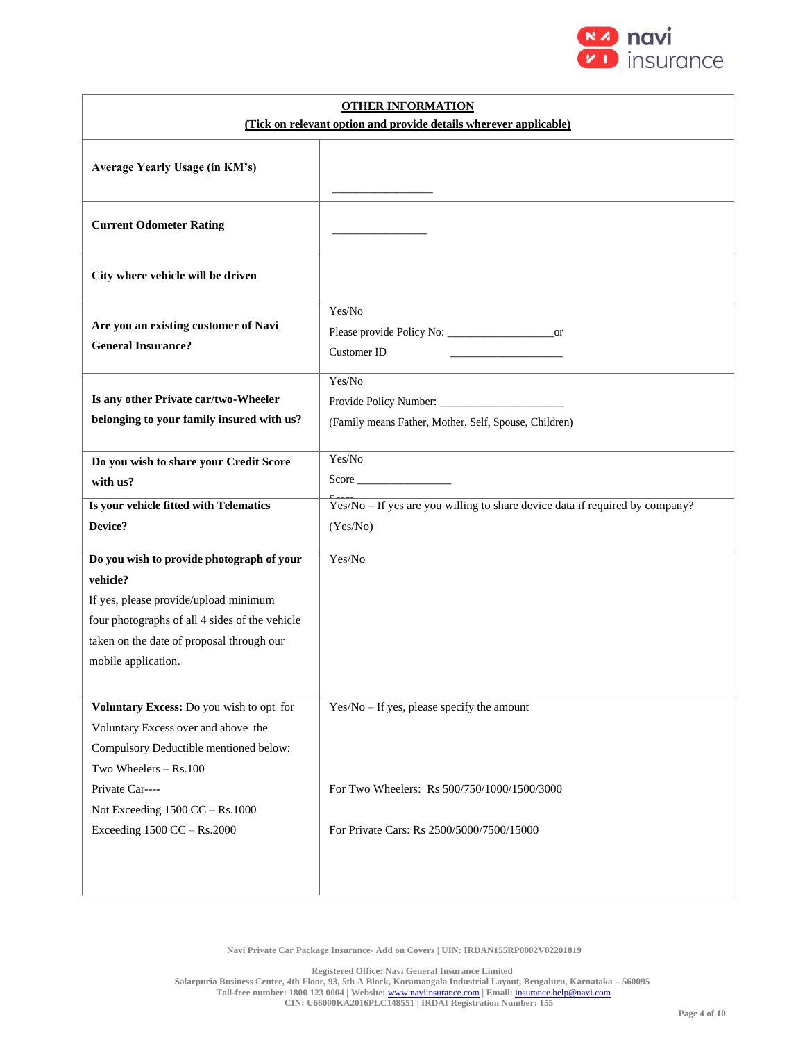| **OTHER INFORMATION** **(Tick on relevant option and provide details wherever applicable)** | |
|---|---|
| **Average Yearly Usage (in KM's)** | _________________ |
| **Current Odometer Rating** | ________________ |
| **City where vehicle will be driven** | |
| **Are you an existing customer of Navi General Insurance?** | Yes/No<br>Please provide Policy No: __________________or<br>Customer ID ___________________ |
| **Is any other Private car/two-Wheeler belonging to your family insured with us?** | Yes/No<br>Provide Policy Number: _____________________<br>(Family means Father, Mother, Self, Spouse, Children) |
| **Do you wish to share your Credit Score with us?** | Yes/No<br>Score ________________ |
| **Is your vehicle fitted with Telematics Device?** | Yes/No – If yes are you willing to share device data if required by company? (Yes/No) |
| **Do you wish to provide photograph of your vehicle?**<br>If yes, please provide/upload minimum four photographs of all 4 sides of the vehicle taken on the date of proposal through our mobile application. | Yes/No |
| **Voluntary Excess:** Do you wish to opt for Voluntary Excess over and above the Compulsory Deductible mentioned below:<br>Two Wheelers – Rs.100<br>Private Car----<br>Not Exceeding 1500 CC – Rs.1000<br>Exceeding 1500 CC – Rs.2000 | Yes/No – If yes, please specify the amount<br><br>For Two Wheelers: Rs 500/750/1000/1500/3000<br><br>For Private Cars: Rs 2500/5000/7500/15000 |

Navi Private Car Package Insurance- Add on Covers | UIN: IRDAN155RP0002V02201819

Registered Office: Navi General Insurance Limited
Salarpuria Business Centre, 4th Floor, 93, 5th A Block, Koramangala Industrial Layout, Bengaluru, Karnataka – 560095
Toll-free number: 1800 123 0004 | Website: www.naviinsurance.com | Email: insurance.help@navi.com
CIN: U66000KA2016PLC148551 | IRDAI Registration Number: 155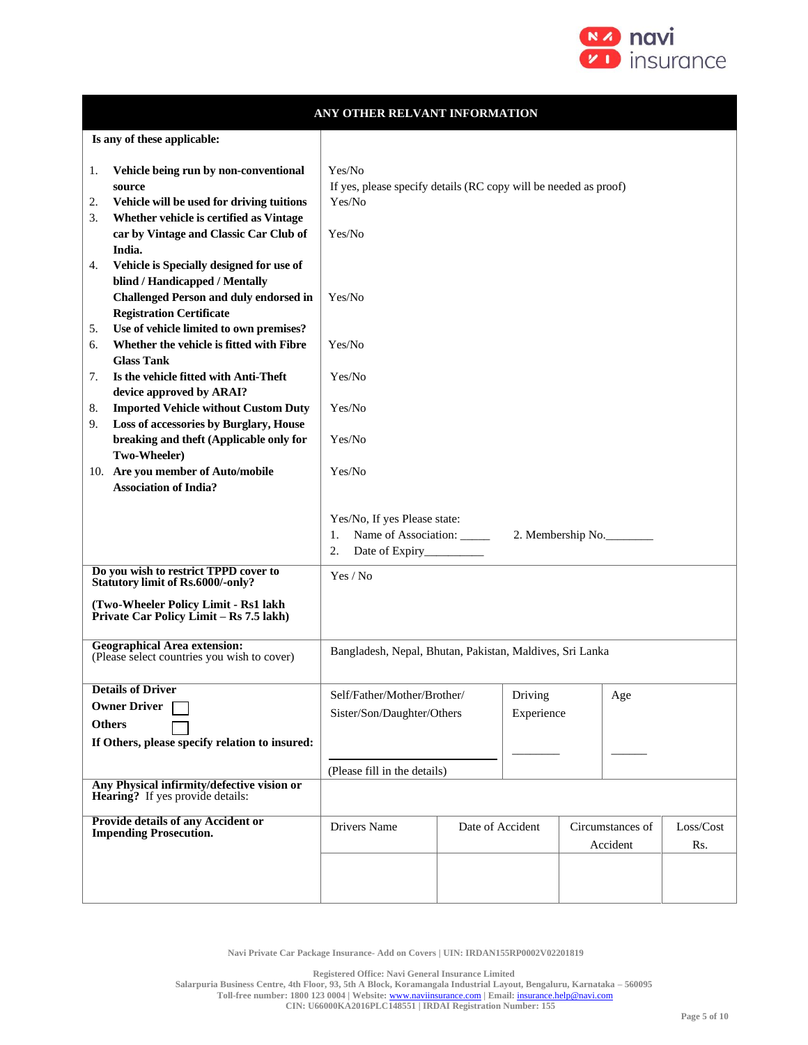## ANY OTHER RELVANT INFORMATION

| Is any of these applicable: | |
|---|---|
| 1. Vehicle being run by non-conventional source | Yes/No<br>If yes, please specify details (RC copy will be needed as proof) |
| 2. Vehicle will be used for driving tuitions | Yes/No |
| 3. Whether vehicle is certified as Vintage car by Vintage and Classic Car Club of India. | Yes/No |
| 4. Vehicle is Specially designed for use of blind / Handicapped / Mentally Challenged Person and duly endorsed in Registration Certificate | Yes/No |
| 5. Use of vehicle limited to own premises? | |
| 6. Whether the vehicle is fitted with Fibre Glass Tank | Yes/No |
| 7. Is the vehicle fitted with Anti-Theft device approved by ARAI? | Yes/No |
| 8. Imported Vehicle without Custom Duty | Yes/No |
| 9. Loss of accessories by Burglary, House breaking and theft (Applicable only for Two-Wheeler) | Yes/No |
| 10. Are you member of Auto/mobile Association of India? | Yes/No |
| | Yes/No, If yes Please state:<br>1. Name of Association: _____ 2. Membership No.________<br>2. Date of Expiry__________ |
| **Do you wish to restrict TPPD cover to Statutory limit of Rs.6000/-only?**<br><br>**(Two-Wheeler Policy Limit - Rs1 lakh Private Car Policy Limit – Rs 7.5 lakh)** | Yes / No |
| **Geographical Area extension:**<br>(Please select countries you wish to cover) | Bangladesh, Nepal, Bhutan, Pakistan, Maldives, Sri Lanka |

| **Details of Driver** | | | |
|---|---|---|---|
| **Owner Driver** ☐<br>**Others** ☐<br>**If Others, please specify relation to insured:** | Self/Father/Mother/Brother/ Sister/Son/Daughter/Others<br><br>________________<br>(Please fill in the details) | Driving Experience<br><br>________ | Age<br><br>______ |
| **Any Physical infirmity/defective vision or Hearing?** If yes provide details: | | | |

| **Provide details of any Accident or Impending Prosecution.** | Drivers Name | Date of Accident | Circumstances of Accident | Loss/Cost Rs. |
|---|---|---|---|---|
| | | | | |

Navi Private Car Package Insurance- Add on Covers | UIN: IRDAN155RP0002V02201819

Registered Office: Navi General Insurance Limited
Salarpuria Business Centre, 4th Floor, 93, 5th A Block, Koramangala Industrial Layout, Bengaluru, Karnataka – 560095
Toll-free number: 1800 123 0004 | Website: www.naviinsurance.com | Email: insurance.help@navi.com
CIN: U66000KA2016PLC148551 | IRDAI Registration Number: 155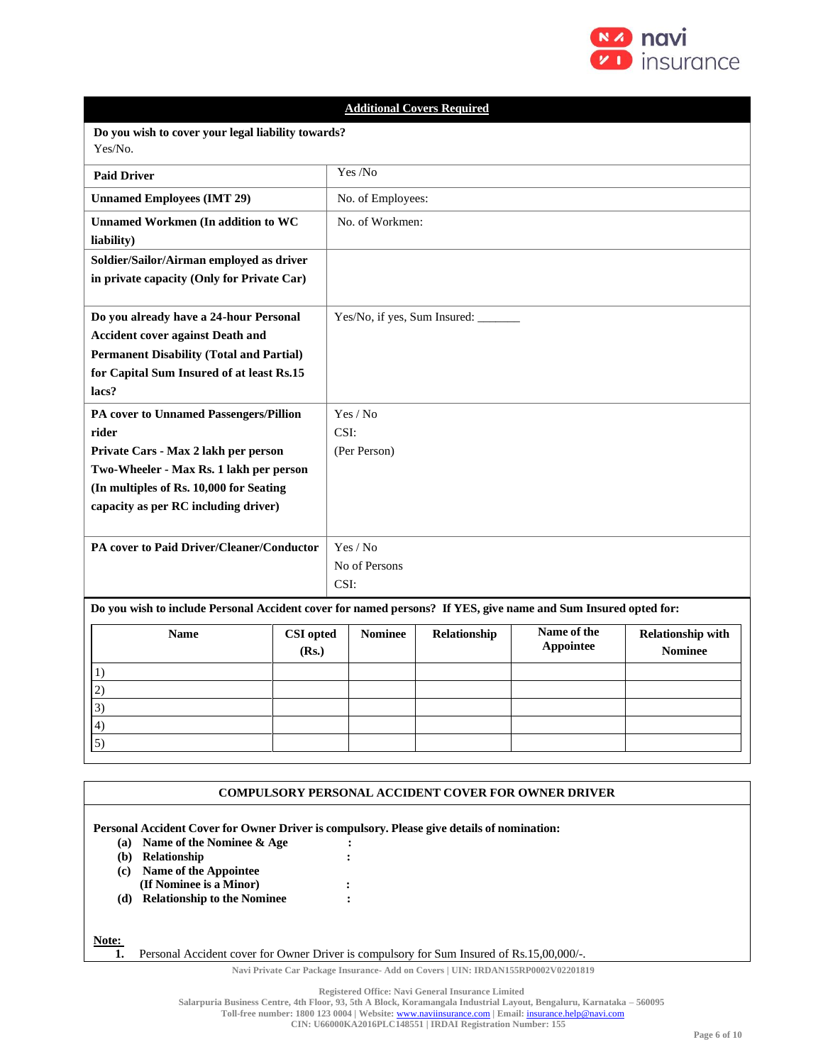## Additional Covers Required

| Do you wish to cover your legal liability towards? Yes/No. | |
|---|---|
| **Paid Driver** | Yes /No |
| **Unnamed Employees (IMT 29)** | No. of Employees: |
| **Unnamed Workmen (In addition to WC liability)** | No. of Workmen: |
| **Soldier/Sailor/Airman employed as driver in private capacity (Only for Private Car)** | |
| **Do you already have a 24-hour Personal Accident cover against Death and Permanent Disability (Total and Partial) for Capital Sum Insured of at least Rs.15 lacs?** | Yes/No, if yes, Sum Insured: _______ |
| **PA cover to Unnamed Passengers/Pillion rider**<br>**Private Cars - Max 2 lakh per person**<br>**Two-Wheeler - Max Rs. 1 lakh per person**<br>**(In multiples of Rs. 10,000 for Seating capacity as per RC including driver)** | Yes / No<br>CSI:<br>(Per Person) |
| **PA cover to Paid Driver/Cleaner/Conductor** | Yes / No<br>No of Persons<br>CSI: |

**Do you wish to include Personal Accident cover for named persons? If YES, give name and Sum Insured opted for:**

| Name | CSI opted (Rs.) | Nominee | Relationship | Name of the Appointee | Relationship with Nominee |
|---|---|---|---|---|---|
| 1) | | | | | |
| 2) | | | | | |
| 3) | | | | | |
| 4) | | | | | |
| 5) | | | | | |

## COMPULSORY PERSONAL ACCIDENT COVER FOR OWNER DRIVER

**Personal Accident Cover for Owner Driver is compulsory. Please give details of nomination:**

**(a) Name of the Nominee & Age** :
**(b) Relationship** :
**(c) Name of the Appointee (If Nominee is a Minor)** :
**(d) Relationship to the Nominee** :

**Note:**

**1.** Personal Accident cover for Owner Driver is compulsory for Sum Insured of Rs.15,00,000/-.

Navi Private Car Package Insurance- Add on Covers | UIN: IRDAN155RP0002V02201819

Registered Office: Navi General Insurance Limited
Salarpuria Business Centre, 4th Floor, 93, 5th A Block, Koramangala Industrial Layout, Bengaluru, Karnataka – 560095
Toll-free number: 1800 123 0004 | Website: www.naviinsurance.com | Email: insurance.help@navi.com
CIN: U66000KA2016PLC148551 | IRDAI Registration Number: 155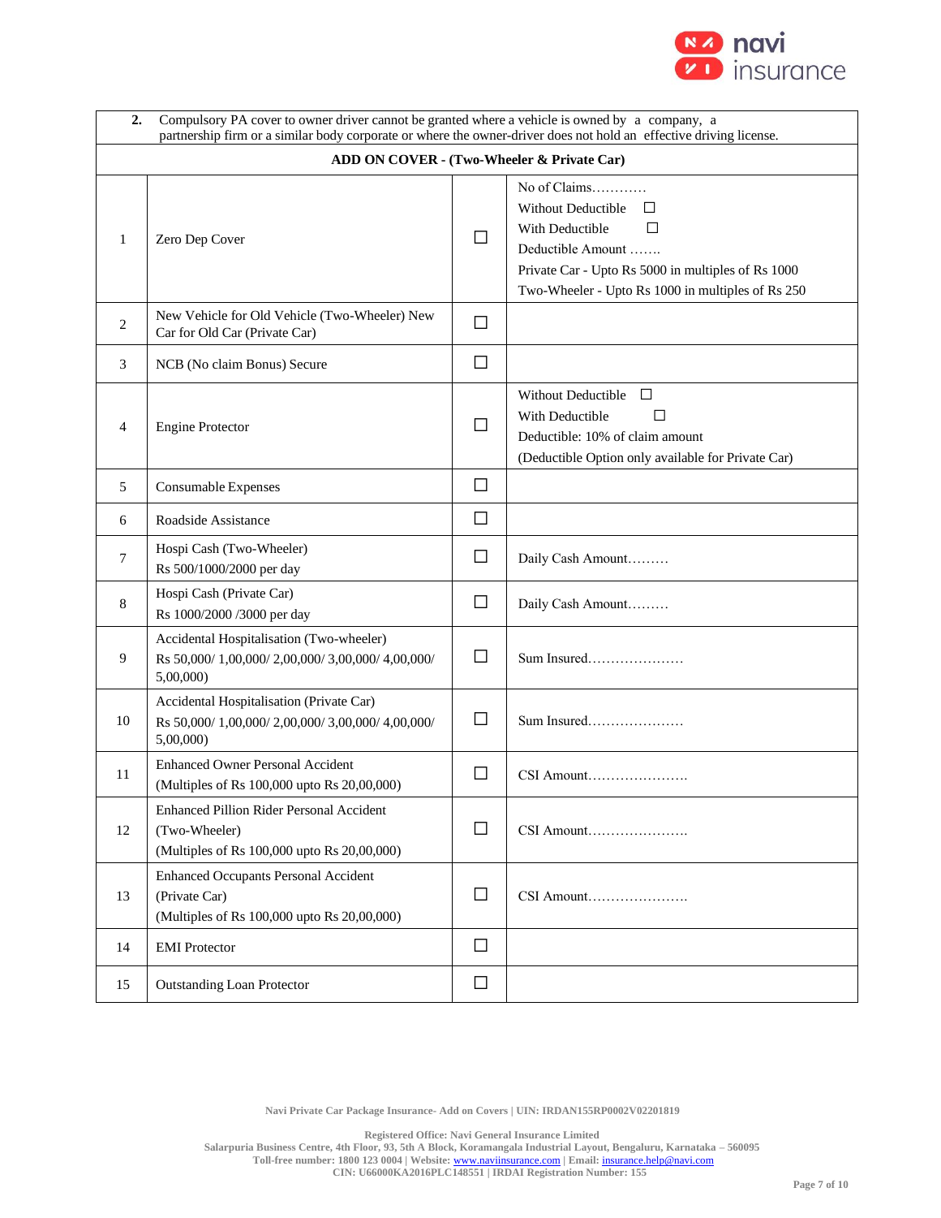| 2. | Compulsory PA cover to owner driver cannot be granted where a vehicle is owned by a company, a partnership firm or a similar body corporate or where the owner-driver does not hold an effective driving license. | | |
|---|---|---|---|

**ADD ON COVER - (Two-Wheeler & Private Car)**

| | | | |
|---|---|---|---|
| 1 | Zero Dep Cover | ☐ | No of Claims…………<br>Without Deductible ☐<br>With Deductible ☐<br>Deductible Amount …….<br>Private Car - Upto Rs 5000 in multiples of Rs 1000<br>Two-Wheeler - Upto Rs 1000 in multiples of Rs 250 |
| 2 | New Vehicle for Old Vehicle (Two-Wheeler) New Car for Old Car (Private Car) | ☐ | |
| 3 | NCB (No claim Bonus) Secure | ☐ | |
| 4 | Engine Protector | ☐ | Without Deductible ☐<br>With Deductible ☐<br>Deductible: 10% of claim amount<br>(Deductible Option only available for Private Car) |
| 5 | Consumable Expenses | ☐ | |
| 6 | Roadside Assistance | ☐ | |
| 7 | Hospi Cash (Two-Wheeler)<br>Rs 500/1000/2000 per day | ☐ | Daily Cash Amount……… |
| 8 | Hospi Cash (Private Car)<br>Rs 1000/2000 /3000 per day | ☐ | Daily Cash Amount……… |
| 9 | Accidental Hospitalisation (Two-wheeler)<br>Rs 50,000/ 1,00,000/ 2,00,000/ 3,00,000/ 4,00,000/ 5,00,000) | ☐ | Sum Insured………………… |
| 10 | Accidental Hospitalisation (Private Car)<br>Rs 50,000/ 1,00,000/ 2,00,000/ 3,00,000/ 4,00,000/ 5,00,000) | ☐ | Sum Insured………………… |
| 11 | Enhanced Owner Personal Accident<br>(Multiples of Rs 100,000 upto Rs 20,00,000) | ☐ | CSI Amount…………………. |
| 12 | Enhanced Pillion Rider Personal Accident<br>(Two-Wheeler)<br>(Multiples of Rs 100,000 upto Rs 20,00,000) | ☐ | CSI Amount…………………. |
| 13 | Enhanced Occupants Personal Accident<br>(Private Car)<br>(Multiples of Rs 100,000 upto Rs 20,00,000) | ☐ | CSI Amount…………………. |
| 14 | EMI Protector | ☐ | |
| 15 | Outstanding Loan Protector | ☐ | |

Navi Private Car Package Insurance- Add on Covers | UIN: IRDAN155RP0002V02201819

Registered Office: Navi General Insurance Limited
Salarpuria Business Centre, 4th Floor, 93, 5th A Block, Koramangala Industrial Layout, Bengaluru, Karnataka – 560095
Toll-free number: 1800 123 0004 | Website: www.naviinsurance.com | Email: insurance.help@navi.com
CIN: U66000KA2016PLC148551 | IRDAI Registration Number: 155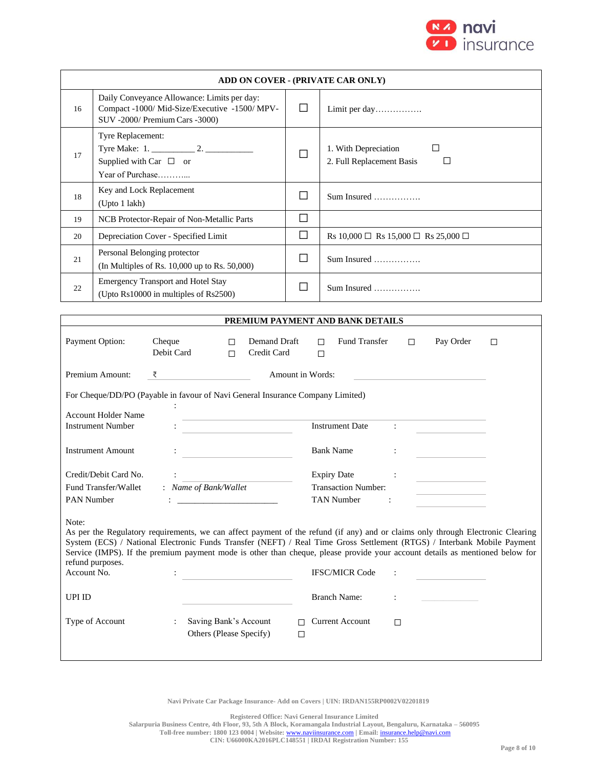| ADD ON COVER - (PRIVATE CAR ONLY) | | | |
|---|---|---|---|
| 16 | Daily Conveyance Allowance: Limits per day: Compact -1000/ Mid-Size/Executive -1500/ MPV-SUV -2000/ Premium Cars -3000) | ☐ | Limit per day……………. |
| 17 | Tyre Replacement:<br>Tyre Make: 1. _________ 2. ___________<br>Supplied with Car ☐ or<br>Year of Purchase……….. | ☐ | 1. With Depreciation ☐<br>2. Full Replacement Basis ☐ |
| 18 | Key and Lock Replacement<br>(Upto 1 lakh) | ☐ | Sum Insured ……………. |
| 19 | NCB Protector-Repair of Non-Metallic Parts | ☐ | |
| 20 | Depreciation Cover - Specified Limit | ☐ | Rs 10,000 ☐ Rs 15,000 ☐ Rs 25,000 ☐ |
| 21 | Personal Belonging protector<br>(In Multiples of Rs. 10,000 up to Rs. 50,000) | ☐ | Sum Insured ……………. |
| 22 | Emergency Transport and Hotel Stay<br>(Upto Rs10000 in multiples of Rs2500) | ☐ | Sum Insured ……………. |

## PREMIUM PAYMENT AND BANK DETAILS

Payment Option: Cheque ☐ Demand Draft ☐ Fund Transfer ☐ Pay Order ☐ Debit Card ☐ Credit Card ☐

Premium Amount: ₹ ____________ Amount in Words: ____________

For Cheque/DD/PO (Payable in favour of Navi General Insurance Company Limited)

Account Holder Name : ____________

Instrument Number : ____________ Instrument Date : ____________

Instrument Amount : ____________ Bank Name : ____________

Credit/Debit Card No. : ____________ Expiry Date : ____________

Fund Transfer/Wallet : *Name of Bank/Wallet* Transaction Number: ____________

PAN Number : ____________ TAN Number : ____________

Note:
As per the Regulatory requirements, we can affect payment of the refund (if any) and or claims only through Electronic Clearing System (ECS) / National Electronic Funds Transfer (NEFT) / Real Time Gross Settlement (RTGS) / Interbank Mobile Payment Service (IMPS). If the premium payment mode is other than cheque, please provide your account details as mentioned below for refund purposes.

Account No. : ____________ IFSC/MICR Code : ____________

UPI ID ____________ Branch Name: : ____________

Type of Account : Saving Bank's Account ☐ Current Account ☐ Others (Please Specify) ☐

Navi Private Car Package Insurance- Add on Covers | UIN: IRDAN155RP0002V02201819

Registered Office: Navi General Insurance Limited
Salarpuria Business Centre, 4th Floor, 93, 5th A Block, Koramangala Industrial Layout, Bengaluru, Karnataka – 560095
Toll-free number: 1800 123 0004 | Website: www.naviinsurance.com | Email: insurance.help@navi.com
CIN: U66000KA2016PLC148551 | IRDAI Registration Number: 155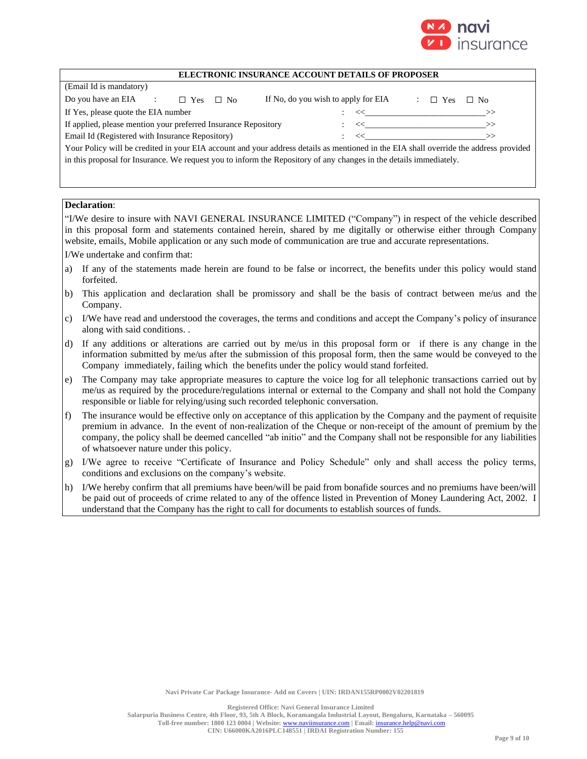**ELECTRONIC INSURANCE ACCOUNT DETAILS OF PROPOSER**

(Email Id is mandatory)

Do you have an EIA : ☐ Yes ☐ No    If No, do you wish to apply for EIA : ☐ Yes ☐ No

If Yes, please quote the EIA number : <<\_\_\_\_\_\_\_\_\_\_\_\_\_\_\_\_\_\_\_\_\_\_\_\_\_\_\_>>

If applied, please mention your preferred Insurance Repository : <<\_\_\_\_\_\_\_\_\_\_\_\_\_\_\_\_\_\_\_\_\_\_\_\_\_\_\_>>

Email Id (Registered with Insurance Repository) : <<\_\_\_\_\_\_\_\_\_\_\_\_\_\_\_\_\_\_\_\_\_\_\_\_\_\_\_>>

Your Policy will be credited in your EIA account and your address details as mentioned in the EIA shall override the address provided in this proposal for Insurance. We request you to inform the Repository of any changes in the details immediately.

**Declaration**:

"I/We desire to insure with NAVI GENERAL INSURANCE LIMITED ("Company") in respect of the vehicle described in this proposal form and statements contained herein, shared by me digitally or otherwise either through Company website, emails, Mobile application or any such mode of communication are true and accurate representations.

I/We undertake and confirm that:

a) If any of the statements made herein are found to be false or incorrect, the benefits under this policy would stand forfeited.

b) This application and declaration shall be promissory and shall be the basis of contract between me/us and the Company.

c) I/We have read and understood the coverages, the terms and conditions and accept the Company's policy of insurance along with said conditions. .

d) If any additions or alterations are carried out by me/us in this proposal form or if there is any change in the information submitted by me/us after the submission of this proposal form, then the same would be conveyed to the Company immediately, failing which the benefits under the policy would stand forfeited.

e) The Company may take appropriate measures to capture the voice log for all telephonic transactions carried out by me/us as required by the procedure/regulations internal or external to the Company and shall not hold the Company responsible or liable for relying/using such recorded telephonic conversation.

f) The insurance would be effective only on acceptance of this application by the Company and the payment of requisite premium in advance. In the event of non-realization of the Cheque or non-receipt of the amount of premium by the company, the policy shall be deemed cancelled "ab initio" and the Company shall not be responsible for any liabilities of whatsoever nature under this policy.

g) I/We agree to receive "Certificate of Insurance and Policy Schedule" only and shall access the policy terms, conditions and exclusions on the company's website.

h) I/We hereby confirm that all premiums have been/will be paid from bonafide sources and no premiums have been/will be paid out of proceeds of crime related to any of the offence listed in Prevention of Money Laundering Act, 2002. I understand that the Company has the right to call for documents to establish sources of funds.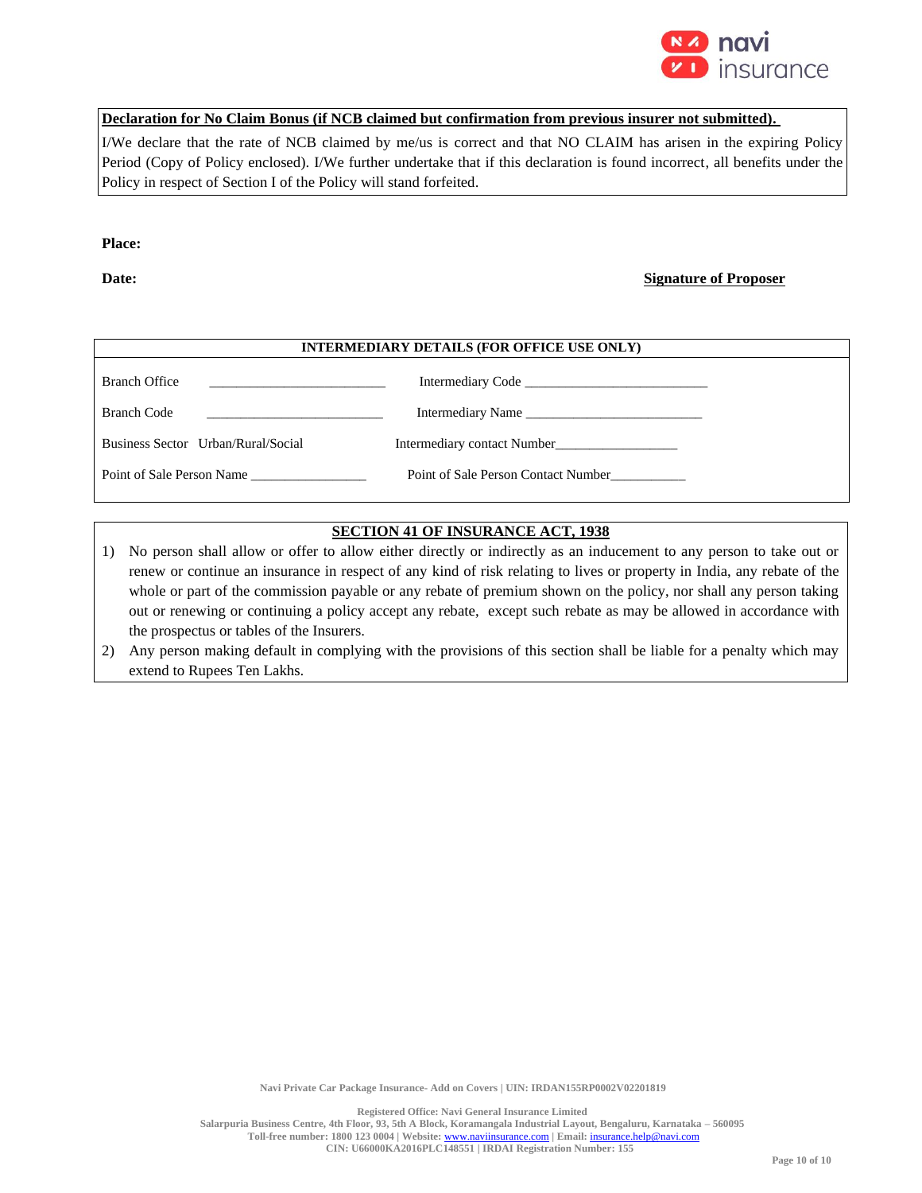**Declaration for No Claim Bonus (if NCB claimed but confirmation from previous insurer not submitted).**

I/We declare that the rate of NCB claimed by me/us is correct and that NO CLAIM has arisen in the expiring Policy Period (Copy of Policy enclosed). I/We further undertake that if this declaration is found incorrect, all benefits under the Policy in respect of Section I of the Policy will stand forfeited.

**Place:**

**Date:** **Signature of Proposer**

| INTERMEDIARY DETAILS (FOR OFFICE USE ONLY) | |
|---|---|
| Branch Office ___________________________ | Intermediary Code ___________________________ |
| Branch Code ___________________________ | Intermediary Name ___________________________ |
| Business Sector Urban/Rural/Social | Intermediary contact Number__________________ |
| Point of Sale Person Name _________________ | Point of Sale Person Contact Number___________ |

**SECTION 41 OF INSURANCE ACT, 1938**

1) No person shall allow or offer to allow either directly or indirectly as an inducement to any person to take out or renew or continue an insurance in respect of any kind of risk relating to lives or property in India, any rebate of the whole or part of the commission payable or any rebate of premium shown on the policy, nor shall any person taking out or renewing or continuing a policy accept any rebate, except such rebate as may be allowed in accordance with the prospectus or tables of the Insurers.
2) Any person making default in complying with the provisions of this section shall be liable for a penalty which may extend to Rupees Ten Lakhs.

Navi Private Car Package Insurance- Add on Covers | UIN: IRDAN155RP0002V02201819

Registered Office: Navi General Insurance Limited
Salarpuria Business Centre, 4th Floor, 93, 5th A Block, Koramangala Industrial Layout, Bengaluru, Karnataka – 560095
Toll-free number: 1800 123 0004 | Website: www.naviinsurance.com | Email: insurance.help@navi.com
CIN: U66000KA2016PLC148551 | IRDAI Registration Number: 155